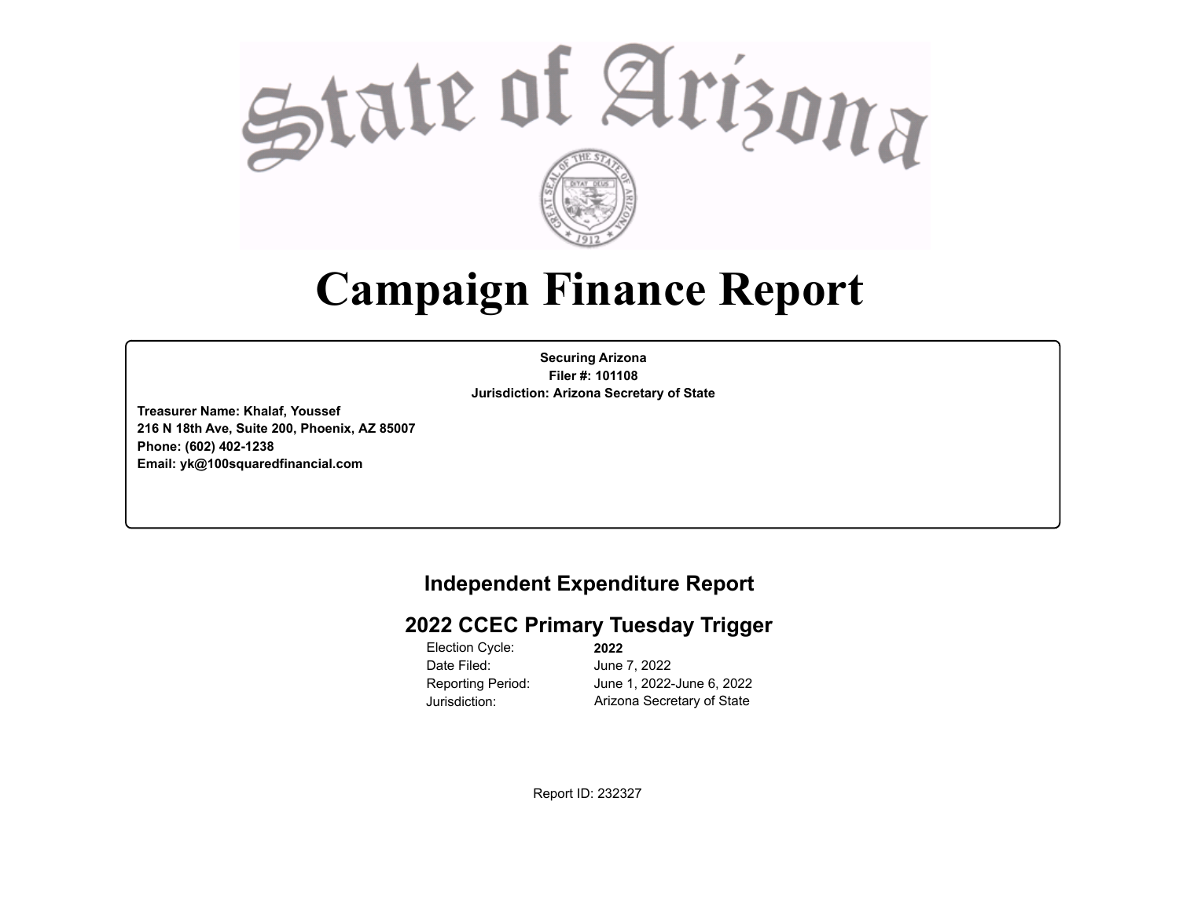# State of Arizona

# Campaign Finance Report

**Securing Arizona**
**Filer #: 101108**
**Jurisdiction: Arizona Secretary of State**

**Treasurer Name: Khalaf, Youssef**
**216 N 18th Ave, Suite 200, Phoenix, AZ 85007**
**Phone: (602) 402-1238**
**Email: yk@100squaredfinancial.com**

## Independent Expenditure Report

## 2022 CCEC Primary Tuesday Trigger

| | |
|---|---|
| Election Cycle: | **2022** |
| Date Filed: | June 7, 2022 |
| Reporting Period: | June 1, 2022-June 6, 2022 |
| Jurisdiction: | Arizona Secretary of State |

Report ID: 232327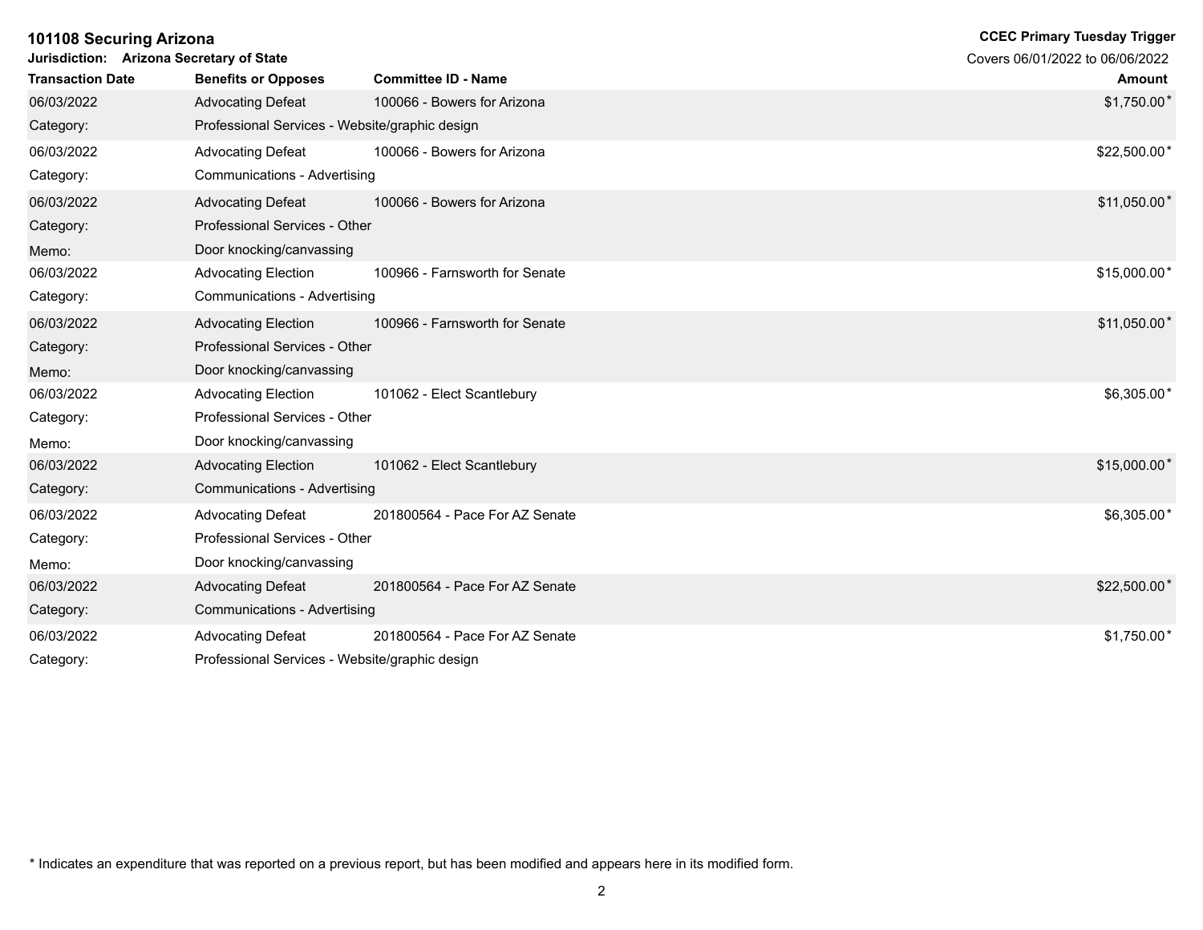**101108 Securing Arizona**

**Jurisdiction: Arizona Secretary of State**

**CCEC Primary Tuesday Trigger**

Covers 06/01/2022 to 06/06/2022

| Transaction Date | Benefits or Opposes | Committee ID - Name | Amount |
|---|---|---|---|
| 06/03/2022 | Advocating Defeat | 100066 - Bowers for Arizona | $1,750.00* |
| Category: | Professional Services - Website/graphic design | | |
| 06/03/2022 | Advocating Defeat | 100066 - Bowers for Arizona | $22,500.00* |
| Category: | Communications - Advertising | | |
| 06/03/2022 | Advocating Defeat | 100066 - Bowers for Arizona | $11,050.00* |
| Category: | Professional Services - Other | | |
| Memo: | Door knocking/canvassing | | |
| 06/03/2022 | Advocating Election | 100966 - Farnsworth for Senate | $15,000.00* |
| Category: | Communications - Advertising | | |
| 06/03/2022 | Advocating Election | 100966 - Farnsworth for Senate | $11,050.00* |
| Category: | Professional Services - Other | | |
| Memo: | Door knocking/canvassing | | |
| 06/03/2022 | Advocating Election | 101062 - Elect Scantlebury | $6,305.00* |
| Category: | Professional Services - Other | | |
| Memo: | Door knocking/canvassing | | |
| 06/03/2022 | Advocating Election | 101062 - Elect Scantlebury | $15,000.00* |
| Category: | Communications - Advertising | | |
| 06/03/2022 | Advocating Defeat | 201800564 - Pace For AZ Senate | $6,305.00* |
| Category: | Professional Services - Other | | |
| Memo: | Door knocking/canvassing | | |
| 06/03/2022 | Advocating Defeat | 201800564 - Pace For AZ Senate | $22,500.00* |
| Category: | Communications - Advertising | | |
| 06/03/2022 | Advocating Defeat | 201800564 - Pace For AZ Senate | $1,750.00* |
| Category: | Professional Services - Website/graphic design | | |

* Indicates an expenditure that was reported on a previous report, but has been modified and appears here in its modified form.